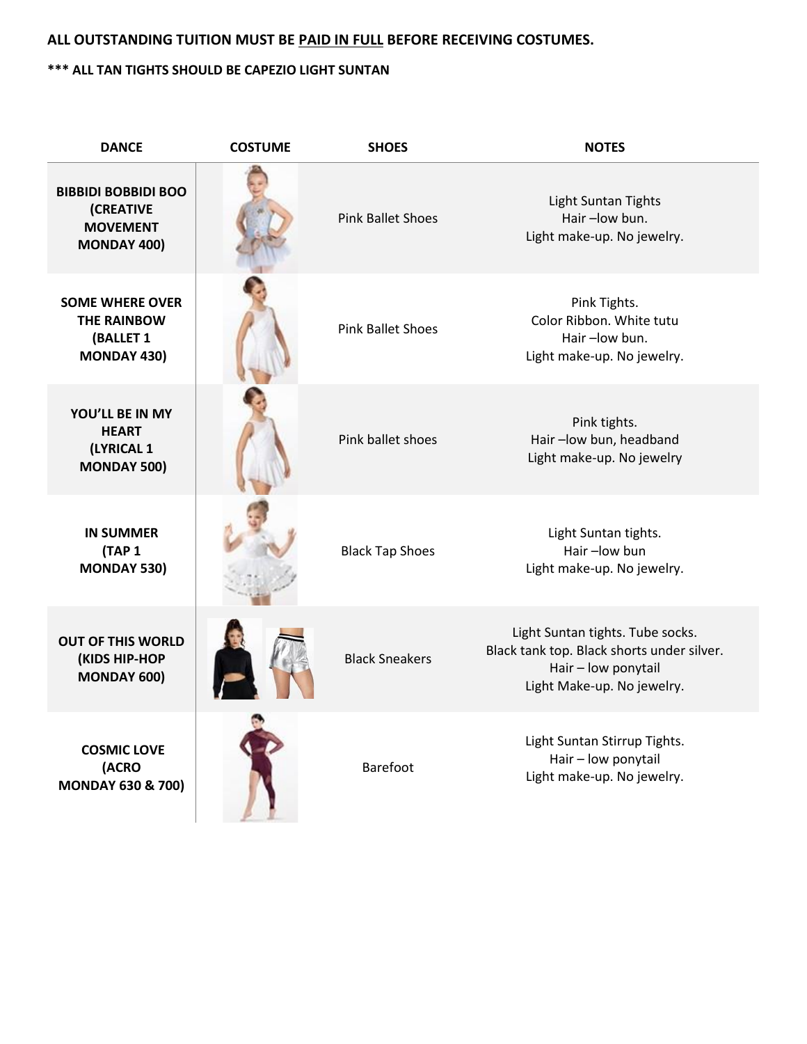**ALL OUTSTANDING TUITION MUST BE PAID IN FULL BEFORE RECEIVING COSTUMES.**

**\*\*\* ALL TAN TIGHTS SHOULD BE CAPEZIO LIGHT SUNTAN**

| DANCE | COSTUME | SHOES | NOTES |
|---|---|---|---|
| **BIBBIDI BOBBIDI BOO (CREATIVE MOVEMENT MONDAY 400)** | | Pink Ballet Shoes | Light Suntan Tights<br>Hair –low bun.<br>Light make-up. No jewelry. |
| **SOME WHERE OVER THE RAINBOW (BALLET 1 MONDAY 430)** | | Pink Ballet Shoes | Pink Tights.<br>Color Ribbon. White tutu<br>Hair –low bun.<br>Light make-up. No jewelry. |
| **YOU'LL BE IN MY HEART (LYRICAL 1 MONDAY 500)** | | Pink ballet shoes | Pink tights.<br>Hair –low bun, headband<br>Light make-up. No jewelry |
| **IN SUMMER (TAP 1 MONDAY 530)** | | Black Tap Shoes | Light Suntan tights.<br>Hair –low bun<br>Light make-up. No jewelry. |
| **OUT OF THIS WORLD (KIDS HIP-HOP MONDAY 600)** | | Black Sneakers | Light Suntan tights. Tube socks.<br>Black tank top. Black shorts under silver.<br>Hair – low ponytail<br>Light Make-up. No jewelry. |
| **COSMIC LOVE (ACRO MONDAY 630 & 700)** | | Barefoot | Light Suntan Stirrup Tights.<br>Hair – low ponytail<br>Light make-up. No jewelry. |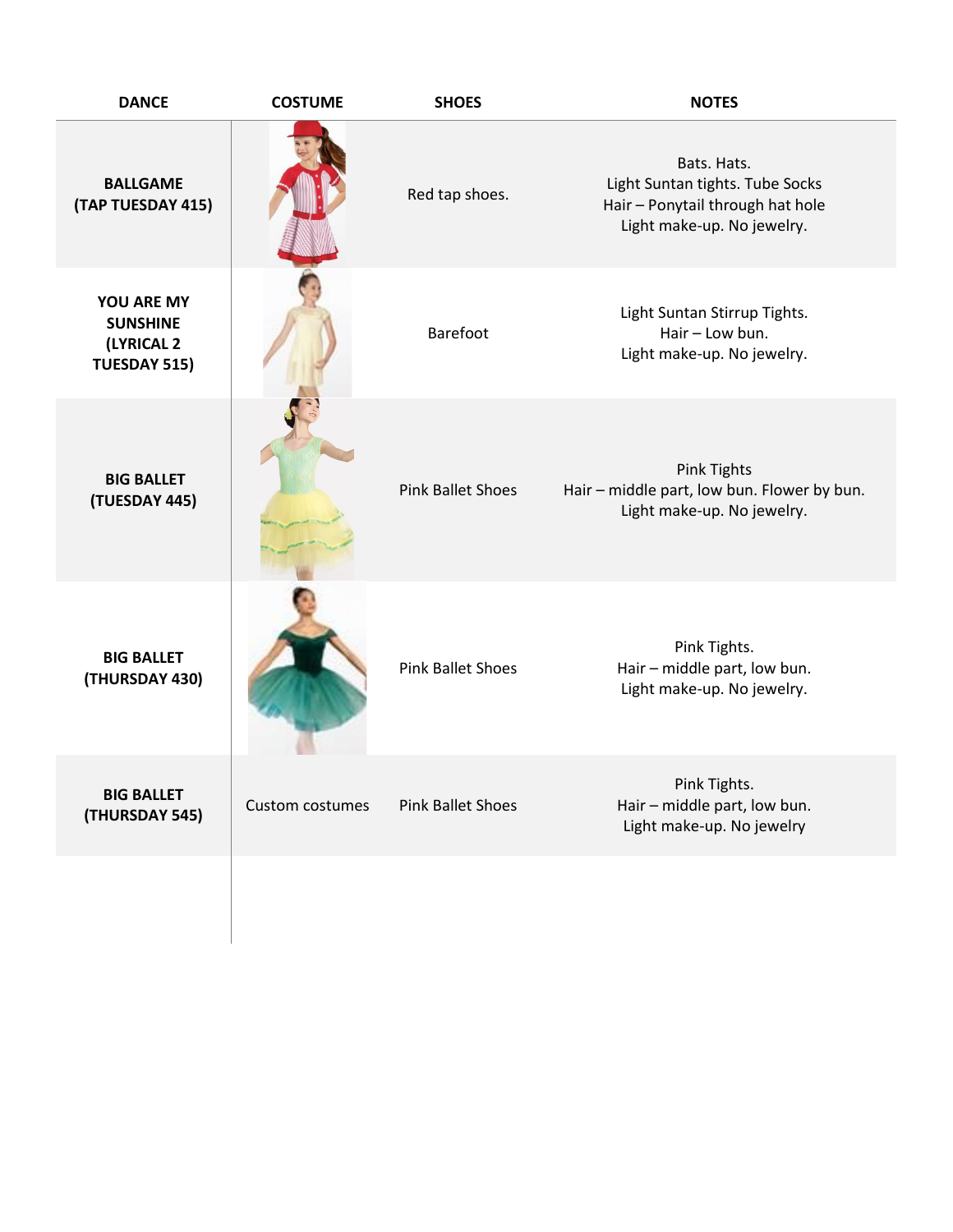| DANCE | COSTUME | SHOES | NOTES |
|---|---|---|---|
| **BALLGAME (TAP TUESDAY 415)** | | Red tap shoes. | Bats. Hats.<br>Light Suntan tights. Tube Socks<br>Hair – Ponytail through hat hole<br>Light make-up. No jewelry. |
| **YOU ARE MY SUNSHINE (LYRICAL 2 TUESDAY 515)** | | Barefoot | Light Suntan Stirrup Tights.<br>Hair – Low bun.<br>Light make-up. No jewelry. |
| **BIG BALLET (TUESDAY 445)** | | Pink Ballet Shoes | Pink Tights<br>Hair – middle part, low bun. Flower by bun.<br>Light make-up. No jewelry. |
| **BIG BALLET (THURSDAY 430)** | | Pink Ballet Shoes | Pink Tights.<br>Hair – middle part, low bun.<br>Light make-up. No jewelry. |
| **BIG BALLET (THURSDAY 545)** | Custom costumes | Pink Ballet Shoes | Pink Tights.<br>Hair – middle part, low bun.<br>Light make-up. No jewelry |